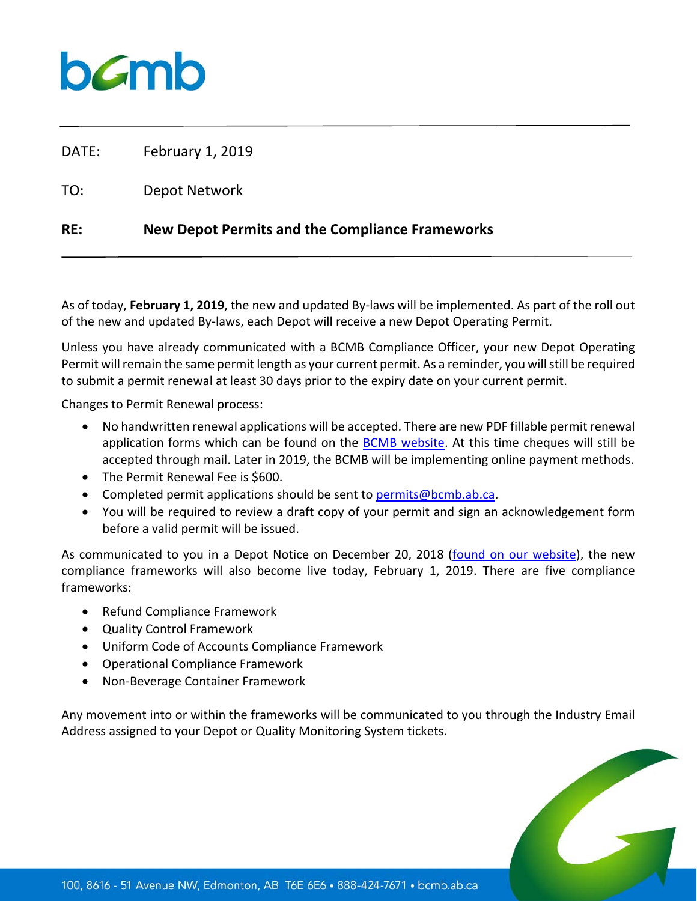bcmb

DATE: February 1, 2019

TO: Depot Network

**RE: New Depot Permits and the Compliance Frameworks**

As of today, **February 1, 2019**, the new and updated By-laws will be implemented. As part of the roll out of the new and updated By-laws, each Depot will receive a new Depot Operating Permit.

Unless you have already communicated with a BCMB Compliance Officer, your new Depot Operating Permit will remain the same permit length as your current permit. As a reminder, you will still be required to submit a permit renewal at least 30 days prior to the expiry date on your current permit.

Changes to Permit Renewal process:

- No handwritten renewal applications will be accepted. There are new PDF fillable permit renewal application forms which can be found on the BCMB website. At this time cheques will still be accepted through mail. Later in 2019, the BCMB will be implementing online payment methods.
- The Permit Renewal Fee is $600.
- Completed permit applications should be sent to permits@bcmb.ab.ca.
- You will be required to review a draft copy of your permit and sign an acknowledgement form before a valid permit will be issued.

As communicated to you in a Depot Notice on December 20, 2018 (found on our website), the new compliance frameworks will also become live today, February 1, 2019. There are five compliance frameworks:

- Refund Compliance Framework
- Quality Control Framework
- Uniform Code of Accounts Compliance Framework
- Operational Compliance Framework
- Non-Beverage Container Framework

Any movement into or within the frameworks will be communicated to you through the Industry Email Address assigned to your Depot or Quality Monitoring System tickets.

100, 8616 - 51 Avenue NW, Edmonton, AB T6E 6E6 • 888-424-7671 • bcmb.ab.ca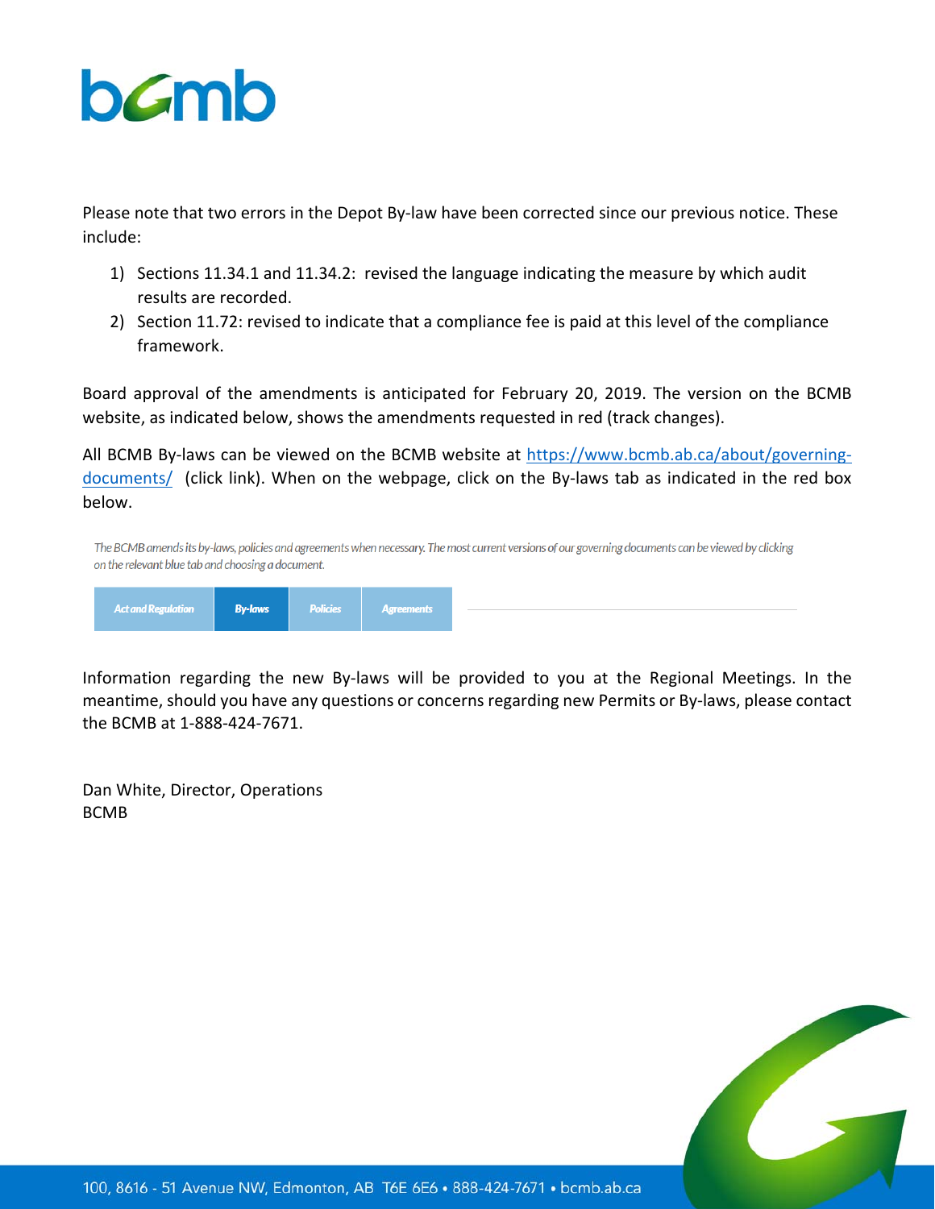Please note that two errors in the Depot By-law have been corrected since our previous notice. These include:

1) Sections 11.34.1 and 11.34.2: revised the language indicating the measure by which audit results are recorded.
2) Section 11.72: revised to indicate that a compliance fee is paid at this level of the compliance framework.

Board approval of the amendments is anticipated for February 20, 2019. The version on the BCMB website, as indicated below, shows the amendments requested in red (track changes).

All BCMB By-laws can be viewed on the BCMB website at [https://www.bcmb.ab.ca/about/governing-documents/](https://www.bcmb.ab.ca/about/governing-documents/) (click link). When on the webpage, click on the By-laws tab as indicated in the red box below.

*The BCMB amends its by-laws, policies and agreements when necessary. The most current versions of our governing documents can be viewed by clicking on the relevant blue tab and choosing a document.*

Act and Regulation | By-laws | Policies | Agreements

Information regarding the new By-laws will be provided to you at the Regional Meetings. In the meantime, should you have any questions or concerns regarding new Permits or By-laws, please contact the BCMB at 1-888-424-7671.

Dan White, Director, Operations
BCMB